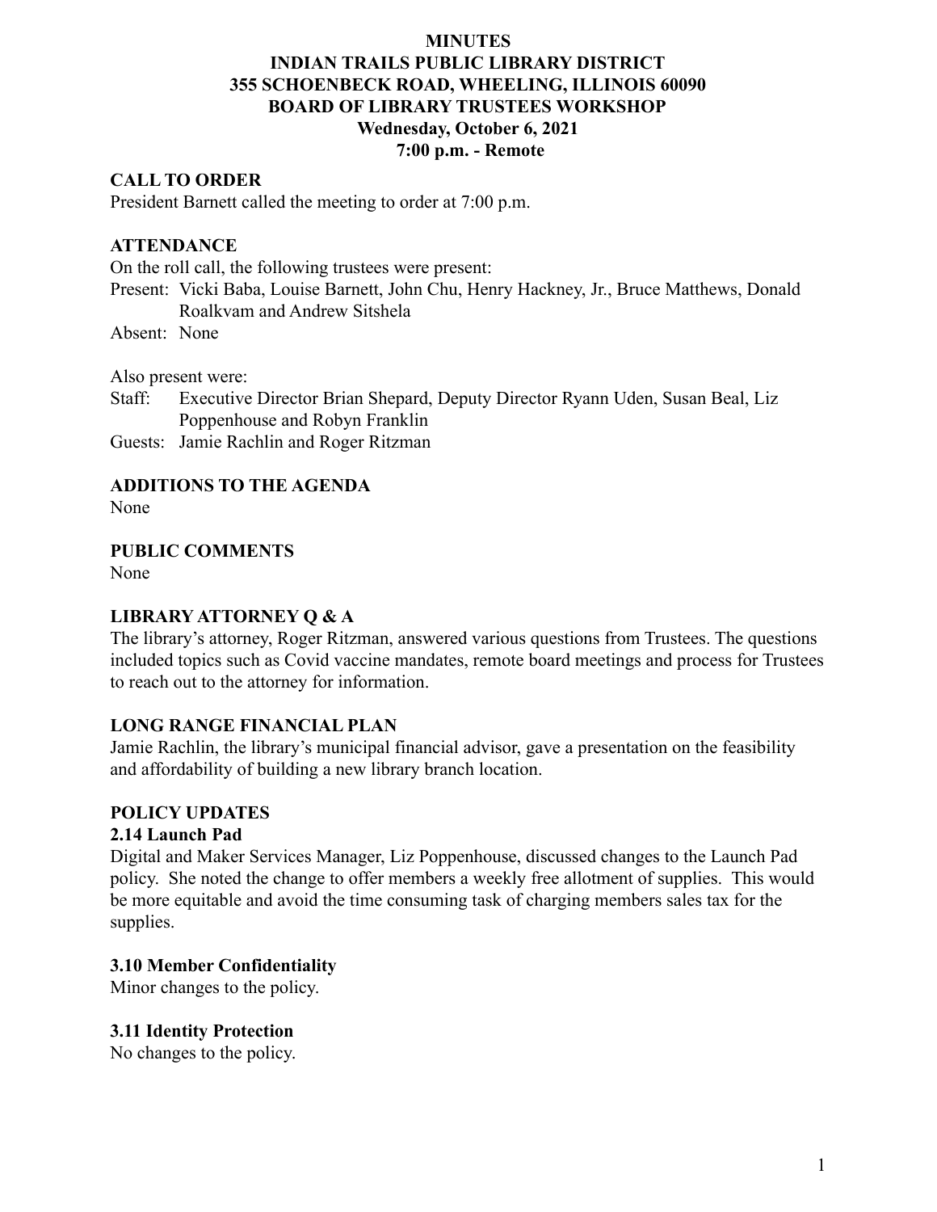# MINUTES
# INDIAN TRAILS PUBLIC LIBRARY DISTRICT
# 355 SCHOENBECK ROAD, WHEELING, ILLINOIS 60090
# BOARD OF LIBRARY TRUSTEES WORKSHOP
# Wednesday, October 6, 2021
# 7:00 p.m. - Remote

## CALL TO ORDER

President Barnett called the meeting to order at 7:00 p.m.

## ATTENDANCE

On the roll call, the following trustees were present:

Present: Vicki Baba, Louise Barnett, John Chu, Henry Hackney, Jr., Bruce Matthews, Donald Roalkvam and Andrew Sitshela

Absent: None

Also present were:

Staff: Executive Director Brian Shepard, Deputy Director Ryann Uden, Susan Beal, Liz Poppenhouse and Robyn Franklin

Guests: Jamie Rachlin and Roger Ritzman

## ADDITIONS TO THE AGENDA

None

## PUBLIC COMMENTS

None

## LIBRARY ATTORNEY Q & A

The library's attorney, Roger Ritzman, answered various questions from Trustees. The questions included topics such as Covid vaccine mandates, remote board meetings and process for Trustees to reach out to the attorney for information.

## LONG RANGE FINANCIAL PLAN

Jamie Rachlin, the library's municipal financial advisor, gave a presentation on the feasibility and affordability of building a new library branch location.

## POLICY UPDATES

### 2.14 Launch Pad

Digital and Maker Services Manager, Liz Poppenhouse, discussed changes to the Launch Pad policy. She noted the change to offer members a weekly free allotment of supplies. This would be more equitable and avoid the time consuming task of charging members sales tax for the supplies.

### 3.10 Member Confidentiality

Minor changes to the policy.

### 3.11 Identity Protection

No changes to the policy.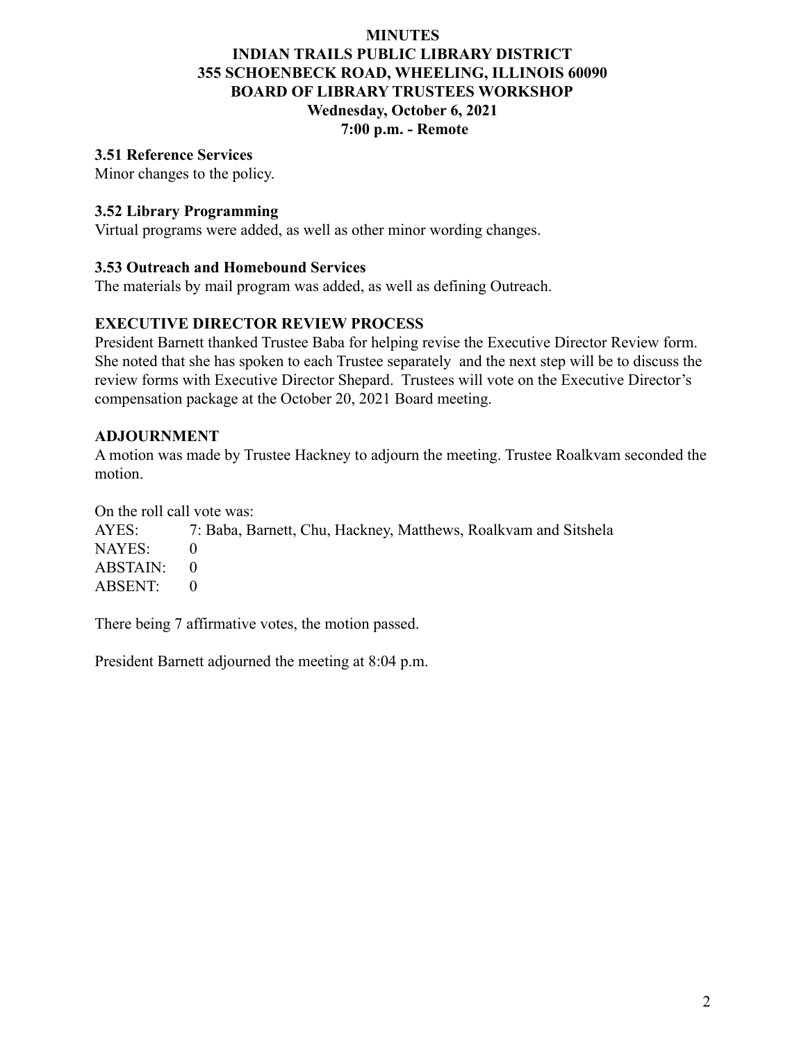**MINUTES**
**INDIAN TRAILS PUBLIC LIBRARY DISTRICT**
**355 SCHOENBECK ROAD, WHEELING, ILLINOIS 60090**
**BOARD OF LIBRARY TRUSTEES WORKSHOP**
**Wednesday, October 6, 2021**
**7:00 p.m. - Remote**

**3.51 Reference Services**
Minor changes to the policy.

**3.52 Library Programming**
Virtual programs were added, as well as other minor wording changes.

**3.53 Outreach and Homebound Services**
The materials by mail program was added, as well as defining Outreach.

**EXECUTIVE DIRECTOR REVIEW PROCESS**
President Barnett thanked Trustee Baba for helping revise the Executive Director Review form. She noted that she has spoken to each Trustee separately and the next step will be to discuss the review forms with Executive Director Shepard. Trustees will vote on the Executive Director's compensation package at the October 20, 2021 Board meeting.

**ADJOURNMENT**
A motion was made by Trustee Hackney to adjourn the meeting. Trustee Roalkvam seconded the motion.

On the roll call vote was:

| | |
|---|---|
| AYES: | 7: Baba, Barnett, Chu, Hackney, Matthews, Roalkvam and Sitshela |
| NAYES: | 0 |
| ABSTAIN: | 0 |
| ABSENT: | 0 |

There being 7 affirmative votes, the motion passed.

President Barnett adjourned the meeting at 8:04 p.m.